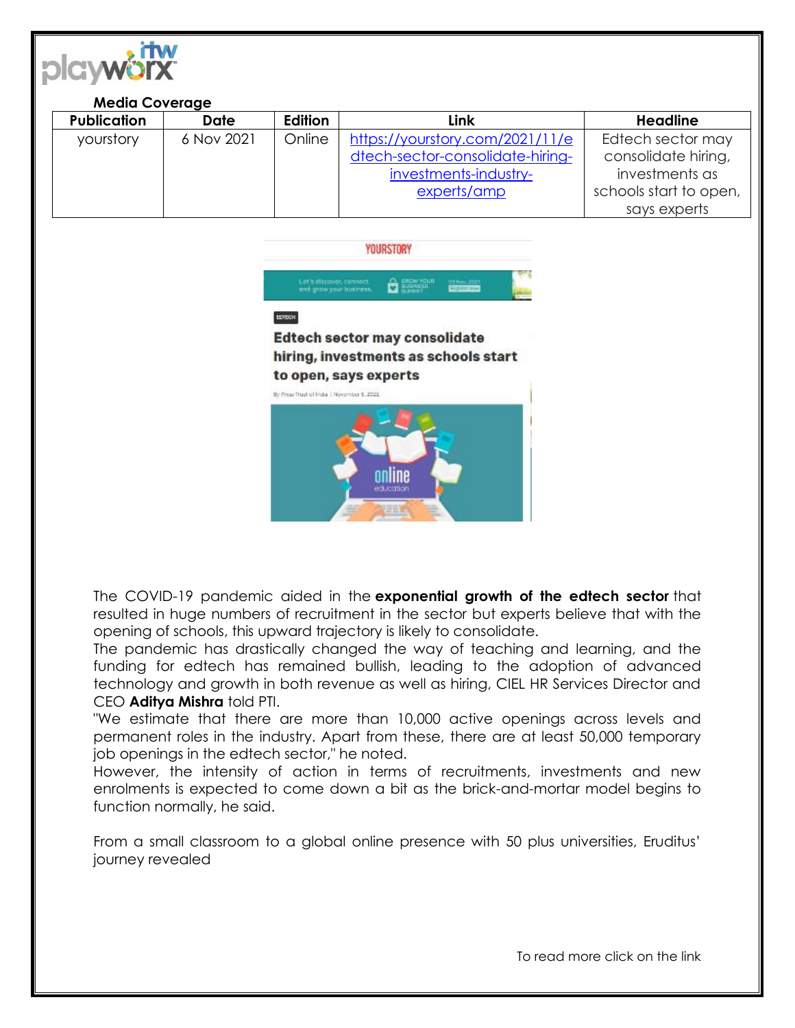**Media Coverage**

| Publication | Date | Edition | Link | Headline |
|---|---|---|---|---|
| yourstory | 6 Nov 2021 | Online | https://yourstory.com/2021/11/edtech-sector-consolidate-hiring-investments-industry-experts/amp | Edtech sector may consolidate hiring, investments as schools start to open, says experts |

The COVID-19 pandemic aided in the **exponential growth of the edtech sector** that resulted in huge numbers of recruitment in the sector but experts believe that with the opening of schools, this upward trajectory is likely to consolidate.

The pandemic has drastically changed the way of teaching and learning, and the funding for edtech has remained bullish, leading to the adoption of advanced technology and growth in both revenue as well as hiring, CIEL HR Services Director and CEO **Aditya Mishra** told PTI.

"We estimate that there are more than 10,000 active openings across levels and permanent roles in the industry. Apart from these, there are at least 50,000 temporary job openings in the edtech sector," he noted.

However, the intensity of action in terms of recruitments, investments and new enrolments is expected to come down a bit as the brick-and-mortar model begins to function normally, he said.

From a small classroom to a global online presence with 50 plus universities, Eruditus' journey revealed

To read more click on the link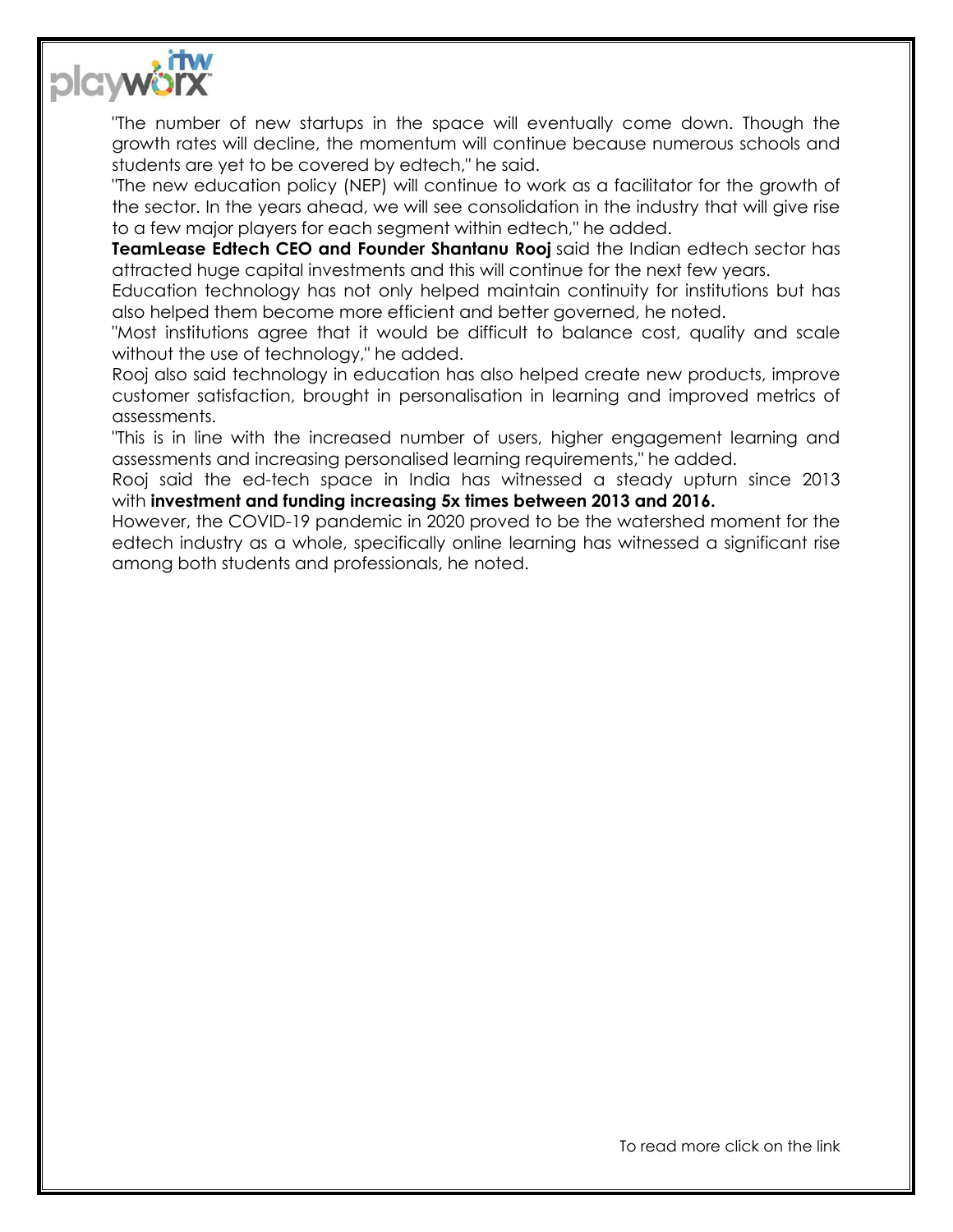"The number of new startups in the space will eventually come down. Though the growth rates will decline, the momentum will continue because numerous schools and students are yet to be covered by edtech," he said.

"The new education policy (NEP) will continue to work as a facilitator for the growth of the sector. In the years ahead, we will see consolidation in the industry that will give rise to a few major players for each segment within edtech," he added.

**TeamLease Edtech CEO and Founder Shantanu Rooj** said the Indian edtech sector has attracted huge capital investments and this will continue for the next few years.

Education technology has not only helped maintain continuity for institutions but has also helped them become more efficient and better governed, he noted.

"Most institutions agree that it would be difficult to balance cost, quality and scale without the use of technology," he added.

Rooj also said technology in education has also helped create new products, improve customer satisfaction, brought in personalisation in learning and improved metrics of assessments.

"This is in line with the increased number of users, higher engagement learning and assessments and increasing personalised learning requirements," he added.

Rooj said the ed-tech space in India has witnessed a steady upturn since 2013 with **investment and funding increasing 5x times between 2013 and 2016.**

However, the COVID-19 pandemic in 2020 proved to be the watershed moment for the edtech industry as a whole, specifically online learning has witnessed a significant rise among both students and professionals, he noted.

To read more click on the link